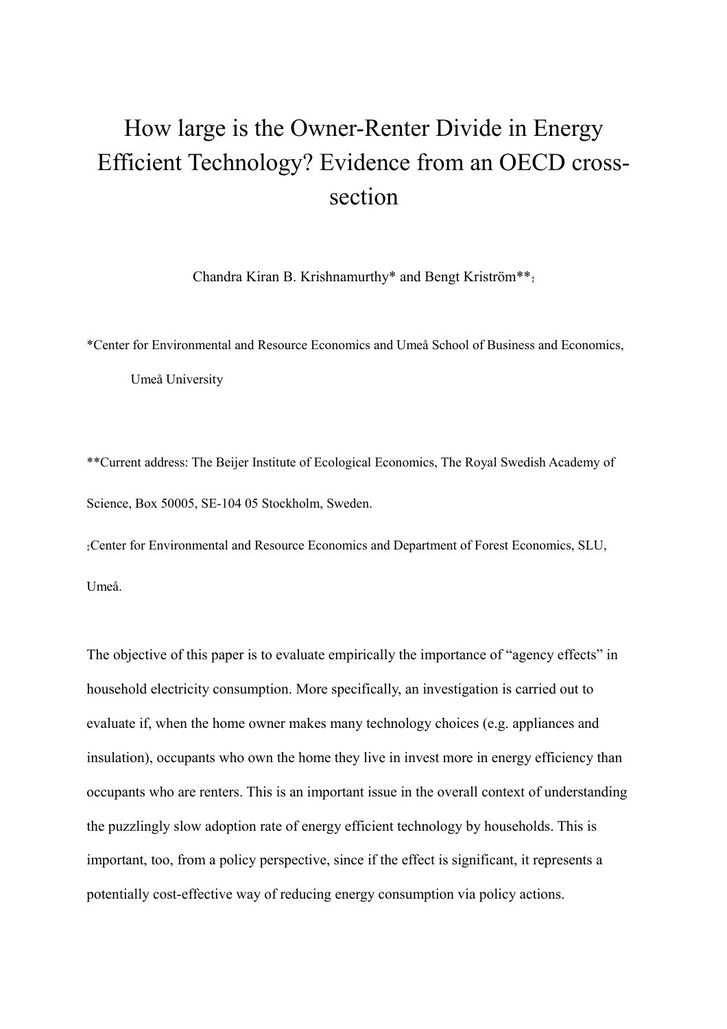# How large is the Owner-Renter Divide in Energy Efficient Technology? Evidence from an OECD cross-section

Chandra Kiran B. Krishnamurthy* and Bengt Kriström**‡

*Center for Environmental and Resource Economics and Umeå School of Business and Economics, Umeå University

**Current address: The Beijer Institute of Ecological Economics, The Royal Swedish Academy of Science, Box 50005, SE-104 05 Stockholm, Sweden.

‡Center for Environmental and Resource Economics and Department of Forest Economics, SLU, Umeå.

The objective of this paper is to evaluate empirically the importance of "agency effects" in household electricity consumption. More specifically, an investigation is carried out to evaluate if, when the home owner makes many technology choices (e.g. appliances and insulation), occupants who own the home they live in invest more in energy efficiency than occupants who are renters. This is an important issue in the overall context of understanding the puzzlingly slow adoption rate of energy efficient technology by households. This is important, too, from a policy perspective, since if the effect is significant, it represents a potentially cost-effective way of reducing energy consumption via policy actions.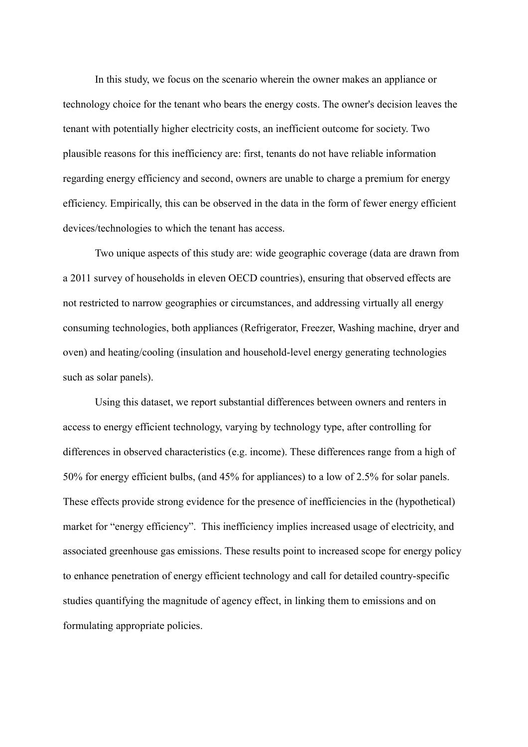In this study, we focus on the scenario wherein the owner makes an appliance or technology choice for the tenant who bears the energy costs. The owner's decision leaves the tenant with potentially higher electricity costs, an inefficient outcome for society. Two plausible reasons for this inefficiency are: first, tenants do not have reliable information regarding energy efficiency and second, owners are unable to charge a premium for energy efficiency. Empirically, this can be observed in the data in the form of fewer energy efficient devices/technologies to which the tenant has access.

Two unique aspects of this study are: wide geographic coverage (data are drawn from a 2011 survey of households in eleven OECD countries), ensuring that observed effects are not restricted to narrow geographies or circumstances, and addressing virtually all energy consuming technologies, both appliances (Refrigerator, Freezer, Washing machine, dryer and oven) and heating/cooling (insulation and household-level energy generating technologies such as solar panels).

Using this dataset, we report substantial differences between owners and renters in access to energy efficient technology, varying by technology type, after controlling for differences in observed characteristics (e.g. income). These differences range from a high of 50% for energy efficient bulbs, (and 45% for appliances) to a low of 2.5% for solar panels. These effects provide strong evidence for the presence of inefficiencies in the (hypothetical) market for "energy efficiency". This inefficiency implies increased usage of electricity, and associated greenhouse gas emissions. These results point to increased scope for energy policy to enhance penetration of energy efficient technology and call for detailed country-specific studies quantifying the magnitude of agency effect, in linking them to emissions and on formulating appropriate policies.